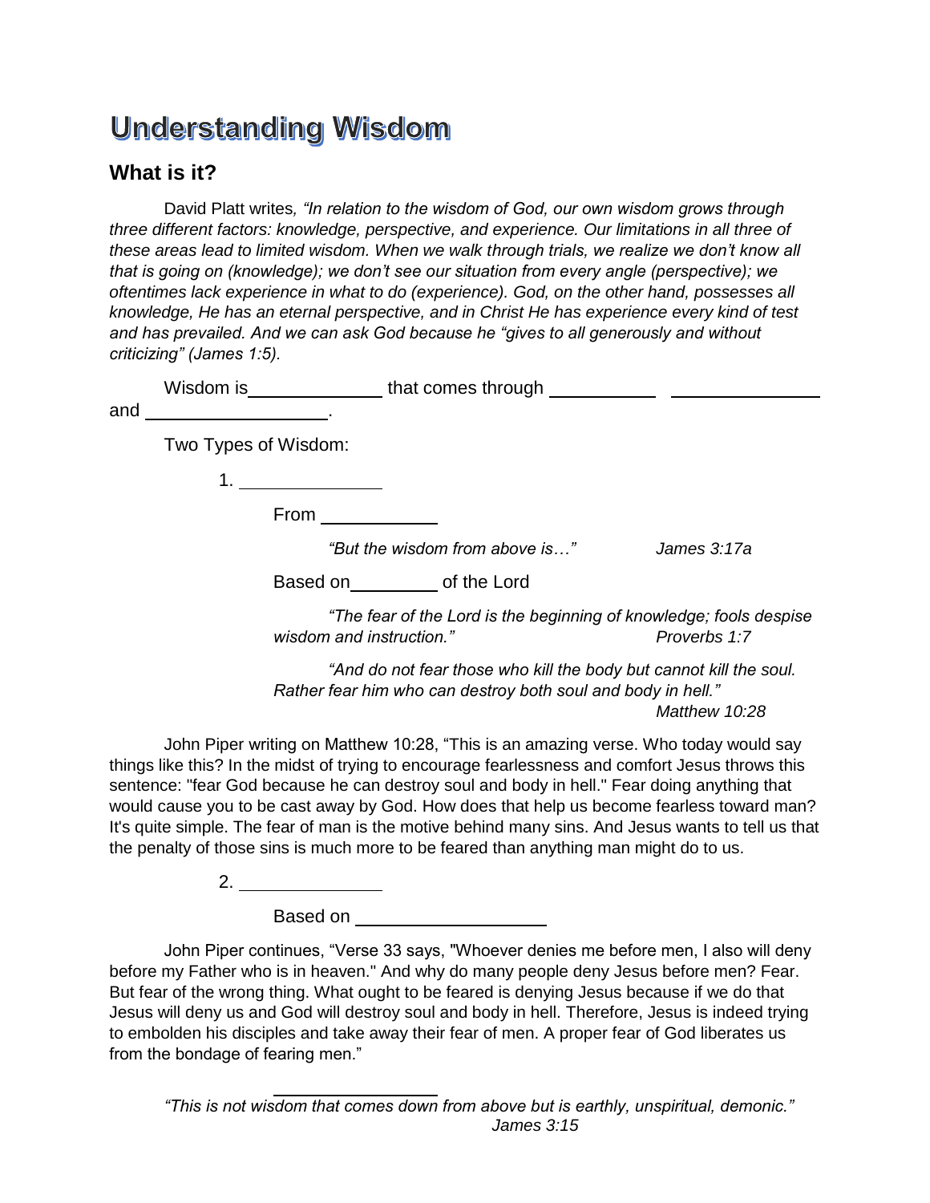# Understanding Wisdom

## What is it?

David Platt writes*, "In relation to the wisdom of God, our own wisdom grows through three different factors: knowledge, perspective, and experience. Our limitations in all three of these areas lead to limited wisdom. When we walk through trials, we realize we don't know all that is going on (knowledge); we don't see our situation from every angle (perspective); we oftentimes lack experience in what to do (experience). God, on the other hand, possesses all knowledge, He has an eternal perspective, and in Christ He has experience every kind of test and has prevailed. And we can ask God because he "gives to all generously and without criticizing" (James 1:5).*

Wisdom is\_\_\_\_\_\_\_\_\_\_\_\_\_\_ that comes through \_\_\_\_\_\_\_\_\_\_\_ \_\_\_\_\_\_\_\_\_\_\_\_\_\_\_ and \_\_\_\_\_\_\_\_\_\_\_\_\_\_\_\_\_\_\_.

Two Types of Wisdom:

1. \_\_\_\_\_\_\_\_\_\_\_\_\_\_\_

   From \_\_\_\_\_\_\_\_\_\_\_\_

   *"But the wisdom from above is…"* *James 3:17a*

   Based on\_\_\_\_\_\_\_\_\_ of the Lord

   *"The fear of the Lord is the beginning of knowledge; fools despise wisdom and instruction."* *Proverbs 1:7*

   *"And do not fear those who kill the body but cannot kill the soul. Rather fear him who can destroy both soul and body in hell."* *Matthew 10:28*

John Piper writing on Matthew 10:28, "This is an amazing verse. Who today would say things like this? In the midst of trying to encourage fearlessness and comfort Jesus throws this sentence: "fear God because he can destroy soul and body in hell." Fear doing anything that would cause you to be cast away by God. How does that help us become fearless toward man? It's quite simple. The fear of man is the motive behind many sins. And Jesus wants to tell us that the penalty of those sins is much more to be feared than anything man might do to us.

2. \_\_\_\_\_\_\_\_\_\_\_\_\_\_\_

   Based on \_\_\_\_\_\_\_\_\_\_\_\_\_\_\_\_\_\_\_\_

John Piper continues, "Verse 33 says, "Whoever denies me before men, I also will deny before my Father who is in heaven." And why do many people deny Jesus before men? Fear. But fear of the wrong thing. What ought to be feared is denying Jesus because if we do that Jesus will deny us and God will destroy soul and body in hell. Therefore, Jesus is indeed trying to embolden his disciples and take away their fear of men. A proper fear of God liberates us from the bondage of fearing men."

*"This is not wisdom that comes down from above but is earthly, unspiritual, demonic."* *James 3:15*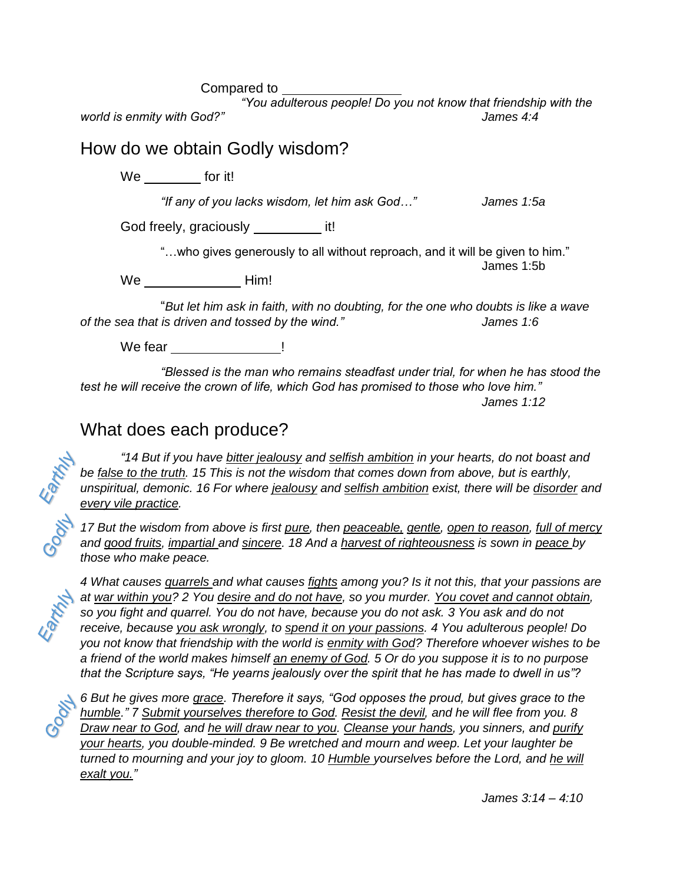Compared to ________________

*"You adulterous people! Do you not know that friendship with the world is enmity with God?"* *James 4:4*

## How do we obtain Godly wisdom?

We ________ for it!

*"If any of you lacks wisdom, let him ask God…"* *James 1:5a*

God freely, graciously __________ it!

"…who gives generously to all without reproach, and it will be given to him." James 1:5b

We _____________ Him!

"*But let him ask in faith, with no doubting, for the one who doubts is like a wave of the sea that is driven and tossed by the wind."* *James 1:6*

We fear _______________!

*"Blessed is the man who remains steadfast under trial, for when he has stood the test he will receive the crown of life, which God has promised to those who love him."* *James 1:12*

## What does each produce?

Earthly

*"14 But if you have <u>bitter jealousy</u> and <u>selfish ambition</u> in your hearts, do not boast and be <u>false to the truth</u>. 15 This is not the wisdom that comes down from above, but is earthly, unspiritual, demonic. 16 For where <u>jealousy</u> and <u>selfish ambition</u> exist, there will be <u>disorder</u> and <u>every vile practice</u>.*

Godly

*17 But the wisdom from above is first <u>pure</u>, then <u>peaceable</u>, <u>gentle</u>, <u>open to reason</u>, <u>full of mercy</u> and <u>good fruits</u>, <u>impartial</u> and <u>sincere</u>. 18 And a <u>harvest of righteousness</u> is sown in <u>peace</u> by those who make peace.*

Earthly

*4 What causes <u>quarrels</u> and what causes <u>fights</u> among you? Is it not this, that your passions are at <u>war within you</u>? 2 You <u>desire and do not have</u>, so you murder. <u>You covet and cannot obtain</u>, so you fight and quarrel. You do not have, because you do not ask. 3 You ask and do not receive, because <u>you ask wrongly</u>, to <u>spend it on your passions</u>. 4 You adulterous people! Do you not know that friendship with the world is <u>enmity with God</u>? Therefore whoever wishes to be a friend of the world makes himself <u>an enemy of God</u>. 5 Or do you suppose it is to no purpose that the Scripture says, "He yearns jealously over the spirit that he has made to dwell in us"?*

Godly

*6 But he gives more <u>grace</u>. Therefore it says, "God opposes the proud, but gives grace to the <u>humble</u>." 7 <u>Submit yourselves therefore to God</u>. <u>Resist the devil</u>, and he will flee from you. 8 <u>Draw near to God</u>, and <u>he will draw near to you</u>. <u>Cleanse your hands</u>, you sinners, and <u>purify your hearts</u>, you double-minded. 9 Be wretched and mourn and weep. Let your laughter be turned to mourning and your joy to gloom. 10 <u>Humble</u> yourselves before the Lord, and <u>he will exalt you.</u>"*

*James 3:14 – 4:10*